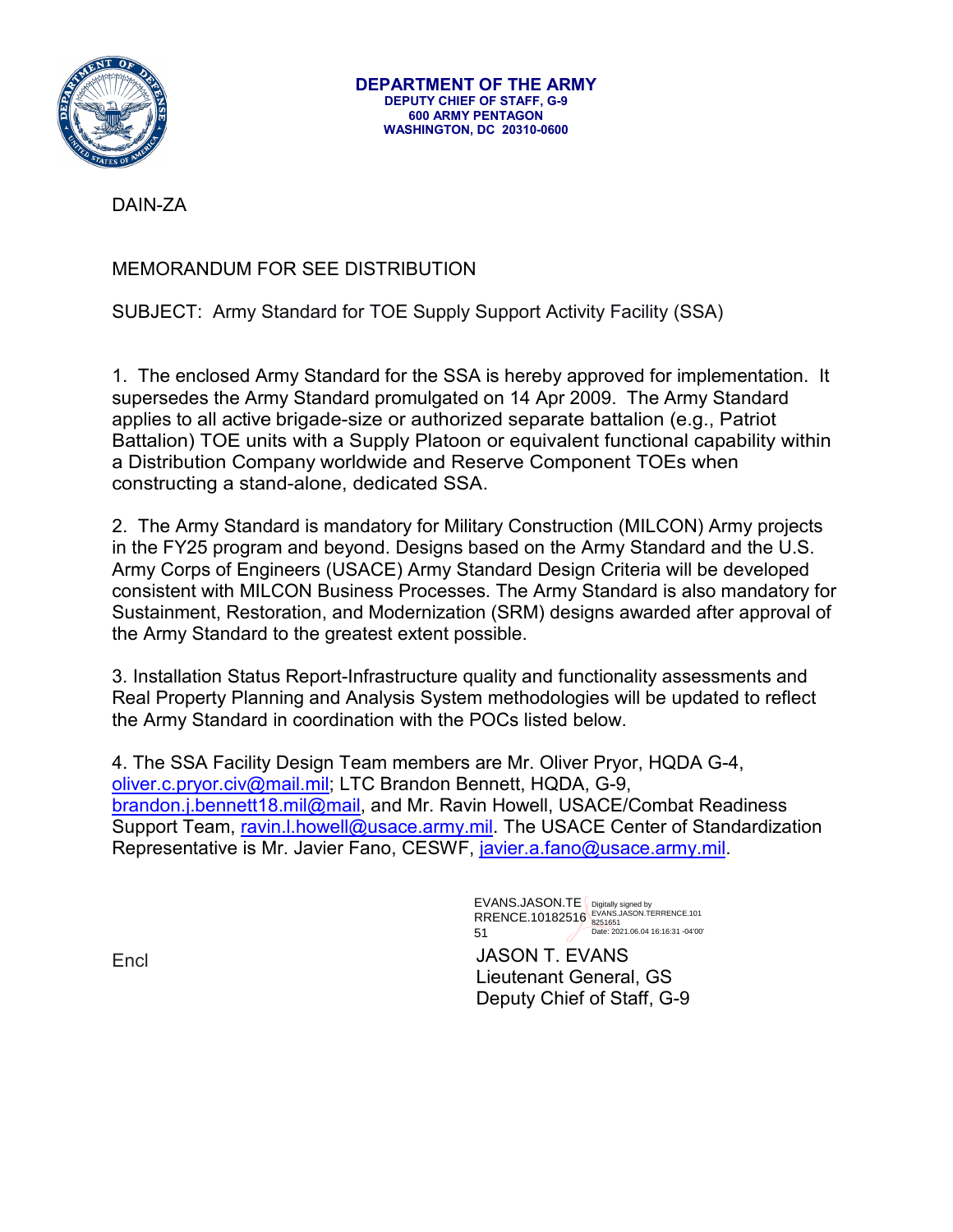**DEPARTMENT OF THE ARMY**
**DEPUTY CHIEF OF STAFF, G-9**
**600 ARMY PENTAGON**
**WASHINGTON, DC 20310-0600**

DAIN-ZA

MEMORANDUM FOR SEE DISTRIBUTION

SUBJECT: Army Standard for TOE Supply Support Activity Facility (SSA)

1. The enclosed Army Standard for the SSA is hereby approved for implementation. It supersedes the Army Standard promulgated on 14 Apr 2009. The Army Standard applies to all active brigade-size or authorized separate battalion (e.g., Patriot Battalion) TOE units with a Supply Platoon or equivalent functional capability within a Distribution Company worldwide and Reserve Component TOEs when constructing a stand-alone, dedicated SSA.

2. The Army Standard is mandatory for Military Construction (MILCON) Army projects in the FY25 program and beyond. Designs based on the Army Standard and the U.S. Army Corps of Engineers (USACE) Army Standard Design Criteria will be developed consistent with MILCON Business Processes. The Army Standard is also mandatory for Sustainment, Restoration, and Modernization (SRM) designs awarded after approval of the Army Standard to the greatest extent possible.

3. Installation Status Report-Infrastructure quality and functionality assessments and Real Property Planning and Analysis System methodologies will be updated to reflect the Army Standard in coordination with the POCs listed below.

4. The SSA Facility Design Team members are Mr. Oliver Pryor, HQDA G-4, oliver.c.pryor.civ@mail.mil; LTC Brandon Bennett, HQDA, G-9, brandon.j.bennett18.mil@mail, and Mr. Ravin Howell, USACE/Combat Readiness Support Team, ravin.l.howell@usace.army.mil. The USACE Center of Standardization Representative is Mr. Javier Fano, CESWF, javier.a.fano@usace.army.mil.

EVANS.JASON.TERRENCE.1018251651
Digitally signed by EVANS.JASON.TERRENCE.1018251651
Date: 2021.06.04 16:16:31 -04'00'

Encl

JASON T. EVANS
Lieutenant General, GS
Deputy Chief of Staff, G-9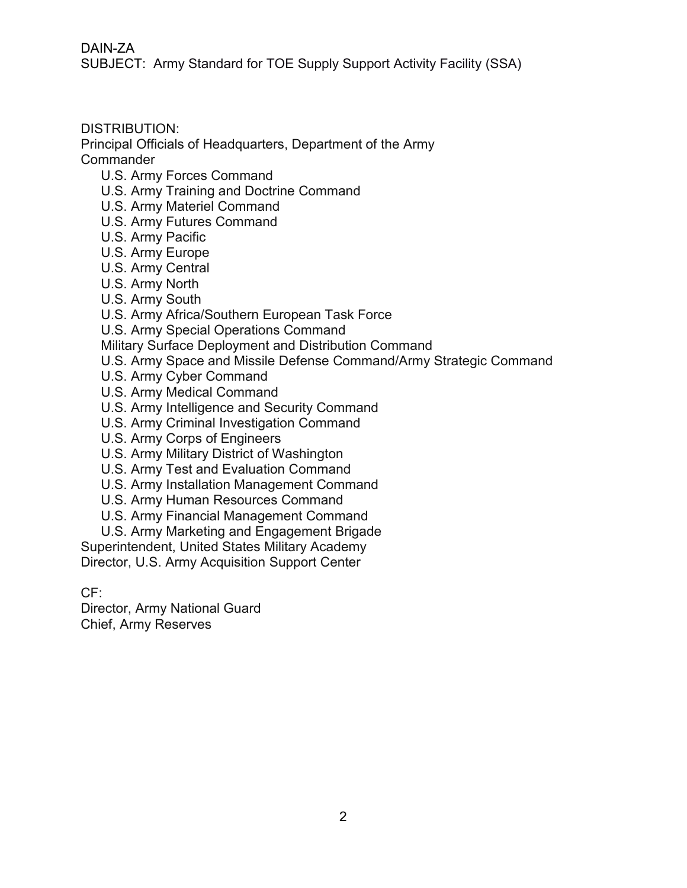DISTRIBUTION:
Principal Officials of Headquarters, Department of the Army
Commander

- U.S. Army Forces Command
- U.S. Army Training and Doctrine Command
- U.S. Army Materiel Command
- U.S. Army Futures Command
- U.S. Army Pacific
- U.S. Army Europe
- U.S. Army Central
- U.S. Army North
- U.S. Army South
- U.S. Army Africa/Southern European Task Force
- U.S. Army Special Operations Command
- Military Surface Deployment and Distribution Command
- U.S. Army Space and Missile Defense Command/Army Strategic Command
- U.S. Army Cyber Command
- U.S. Army Medical Command
- U.S. Army Intelligence and Security Command
- U.S. Army Criminal Investigation Command
- U.S. Army Corps of Engineers
- U.S. Army Military District of Washington
- U.S. Army Test and Evaluation Command
- U.S. Army Installation Management Command
- U.S. Army Human Resources Command
- U.S. Army Financial Management Command
- U.S. Army Marketing and Engagement Brigade

Superintendent, United States Military Academy
Director, U.S. Army Acquisition Support Center

CF:
Director, Army National Guard
Chief, Army Reserves